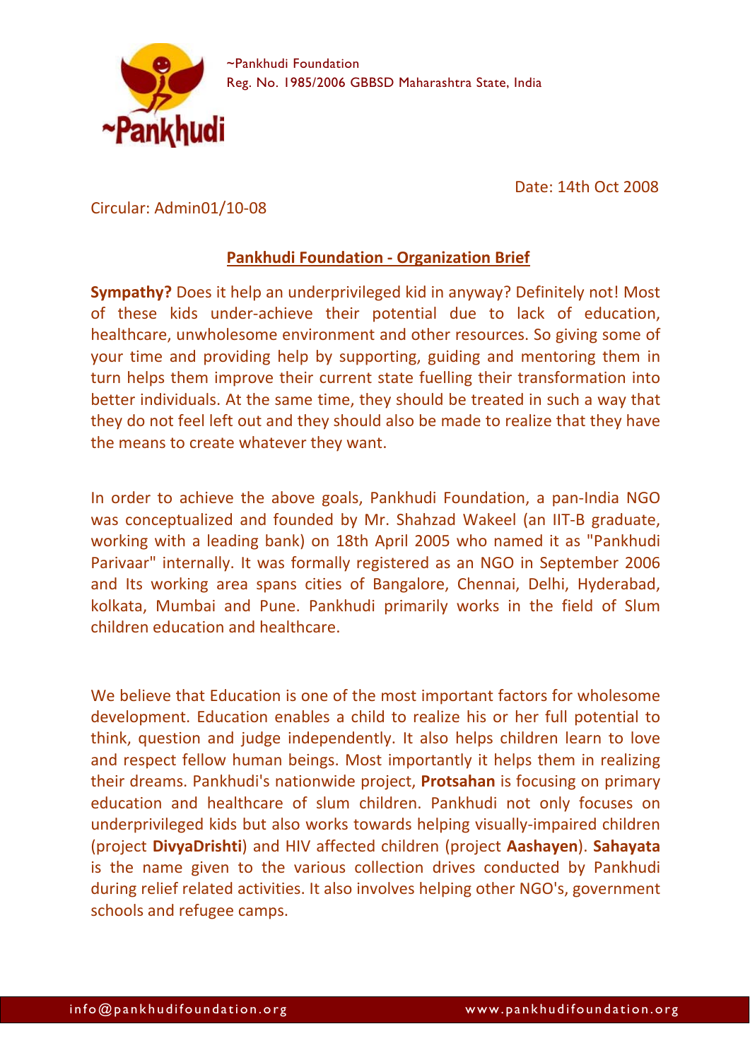~Pankhudi Foundation
Reg. No. 1985/2006 GBBSD Maharashtra State, India

Date: 14th Oct 2008

Circular: Admin01/10-08

## Pankhudi Foundation - Organization Brief

**Sympathy?** Does it help an underprivileged kid in anyway? Definitely not! Most of these kids under-achieve their potential due to lack of education, healthcare, unwholesome environment and other resources. So giving some of your time and providing help by supporting, guiding and mentoring them in turn helps them improve their current state fuelling their transformation into better individuals. At the same time, they should be treated in such a way that they do not feel left out and they should also be made to realize that they have the means to create whatever they want.

In order to achieve the above goals, Pankhudi Foundation, a pan-India NGO was conceptualized and founded by Mr. Shahzad Wakeel (an IIT-B graduate, working with a leading bank) on 18th April 2005 who named it as "Pankhudi Parivaar" internally. It was formally registered as an NGO in September 2006 and Its working area spans cities of Bangalore, Chennai, Delhi, Hyderabad, kolkata, Mumbai and Pune. Pankhudi primarily works in the field of Slum children education and healthcare.

We believe that Education is one of the most important factors for wholesome development. Education enables a child to realize his or her full potential to think, question and judge independently. It also helps children learn to love and respect fellow human beings. Most importantly it helps them in realizing their dreams. Pankhudi's nationwide project, **Protsahan** is focusing on primary education and healthcare of slum children. Pankhudi not only focuses on underprivileged kids but also works towards helping visually-impaired children (project **DivyaDrishti**) and HIV affected children (project **Aashayen**). **Sahayata** is the name given to the various collection drives conducted by Pankhudi during relief related activities. It also involves helping other NGO's, government schools and refugee camps.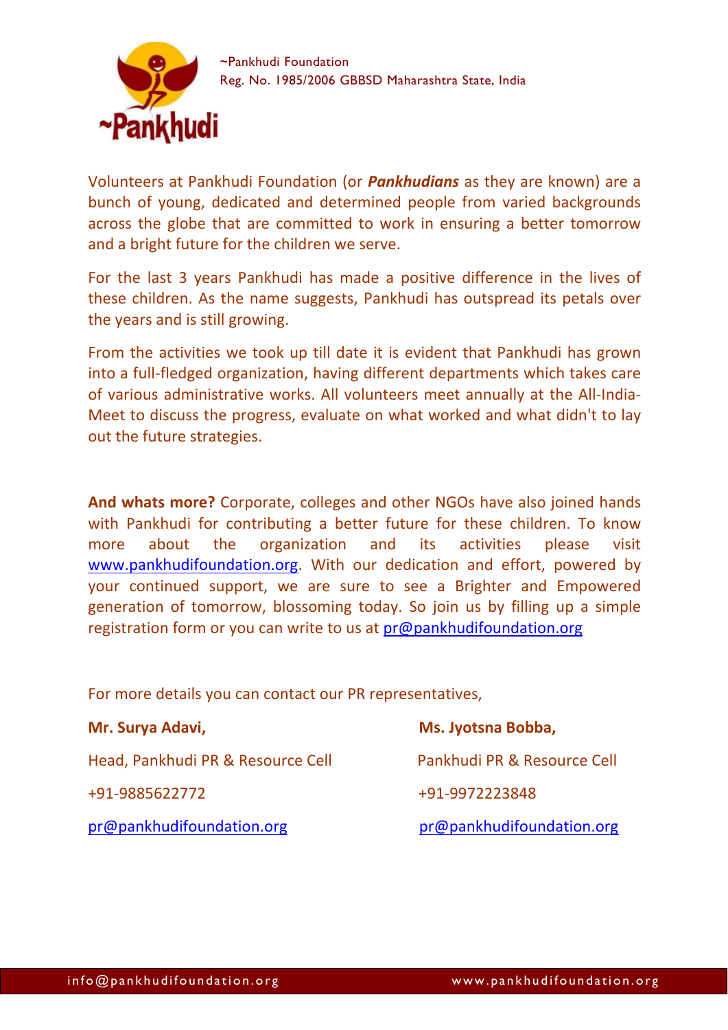~Pankhudi Foundation
Reg. No. 1985/2006 GBBSD Maharashtra State, India

Volunteers at Pankhudi Foundation (or ***Pankhudians*** as they are known) are a bunch of young, dedicated and determined people from varied backgrounds across the globe that are committed to work in ensuring a better tomorrow and a bright future for the children we serve.

For the last 3 years Pankhudi has made a positive difference in the lives of these children. As the name suggests, Pankhudi has outspread its petals over the years and is still growing.

From the activities we took up till date it is evident that Pankhudi has grown into a full-fledged organization, having different departments which takes care of various administrative works. All volunteers meet annually at the All-India-Meet to discuss the progress, evaluate on what worked and what didn't to lay out the future strategies.

**And whats more?** Corporate, colleges and other NGOs have also joined hands with Pankhudi for contributing a better future for these children. To know more about the organization and its activities please visit www.pankhudifoundation.org. With our dedication and effort, powered by your continued support, we are sure to see a Brighter and Empowered generation of tomorrow, blossoming today. So join us by filling up a simple registration form or you can write to us at pr@pankhudifoundation.org

For more details you can contact our PR representatives,

**Mr. Surya Adavi,**
Head, Pankhudi PR & Resource Cell
+91-9885622772
pr@pankhudifoundation.org

**Ms. Jyotsna Bobba,**
Pankhudi PR & Resource Cell
+91-9972223848
pr@pankhudifoundation.org

info@pankhudifoundation.org www.pankhudifoundation.org